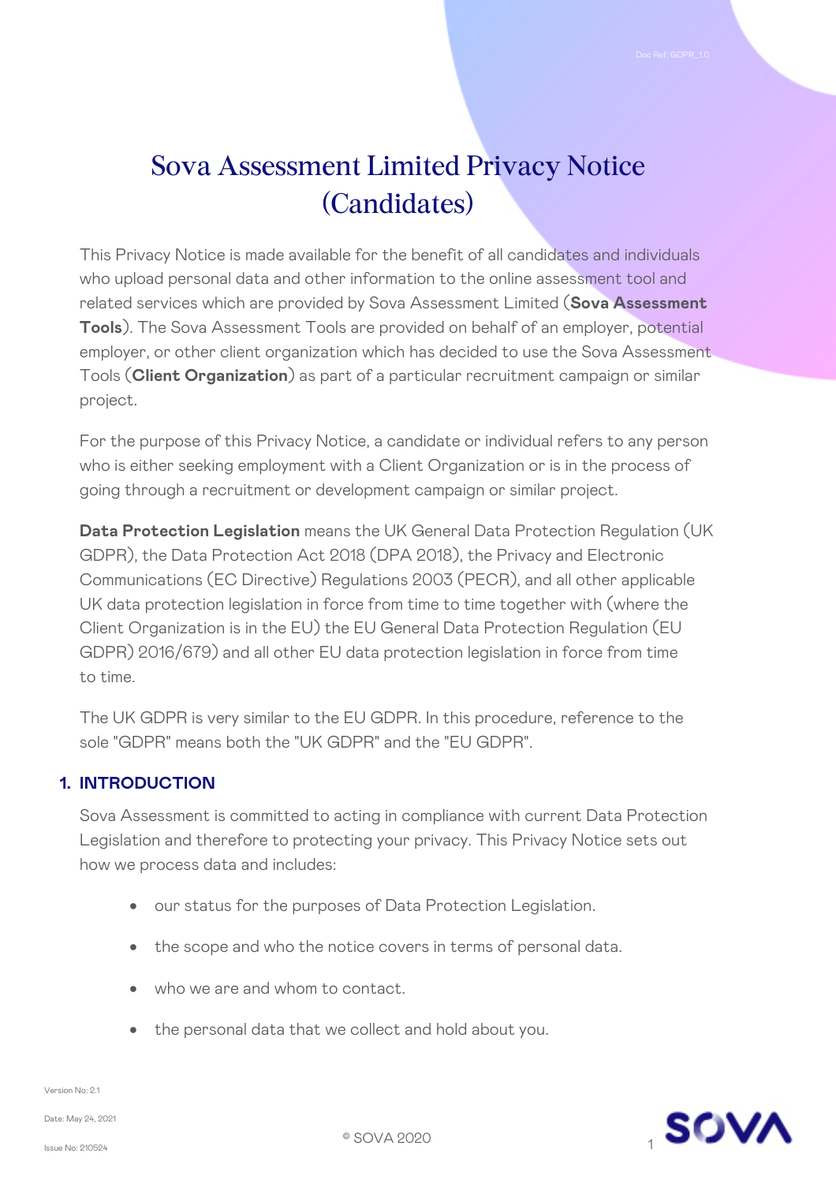# Sova Assessment Limited Privacy Notice (Candidates)

This Privacy Notice is made available for the benefit of all candidates and individuals who upload personal data and other information to the online assessment tool and related services which are provided by Sova Assessment Limited (**Sova Assessment Tools**). The Sova Assessment Tools are provided on behalf of an employer, potential employer, or other client organization which has decided to use the Sova Assessment Tools (**Client Organization**) as part of a particular recruitment campaign or similar project.

For the purpose of this Privacy Notice, a candidate or individual refers to any person who is either seeking employment with a Client Organization or is in the process of going through a recruitment or development campaign or similar project.

**Data Protection Legislation** means the UK General Data Protection Regulation (UK GDPR), the Data Protection Act 2018 (DPA 2018), the Privacy and Electronic Communications (EC Directive) Regulations 2003 (PECR), and all other applicable UK data protection legislation in force from time to time together with (where the Client Organization is in the EU) the EU General Data Protection Regulation (EU GDPR) 2016/679) and all other EU data protection legislation in force from time to time.

The UK GDPR is very similar to the EU GDPR. In this procedure, reference to the sole "GDPR" means both the "UK GDPR" and the "EU GDPR".

## 1. INTRODUCTION

Sova Assessment is committed to acting in compliance with current Data Protection Legislation and therefore to protecting your privacy. This Privacy Notice sets out how we process data and includes:

- our status for the purposes of Data Protection Legislation.
- the scope and who the notice covers in terms of personal data.
- who we are and whom to contact.
- the personal data that we collect and hold about you.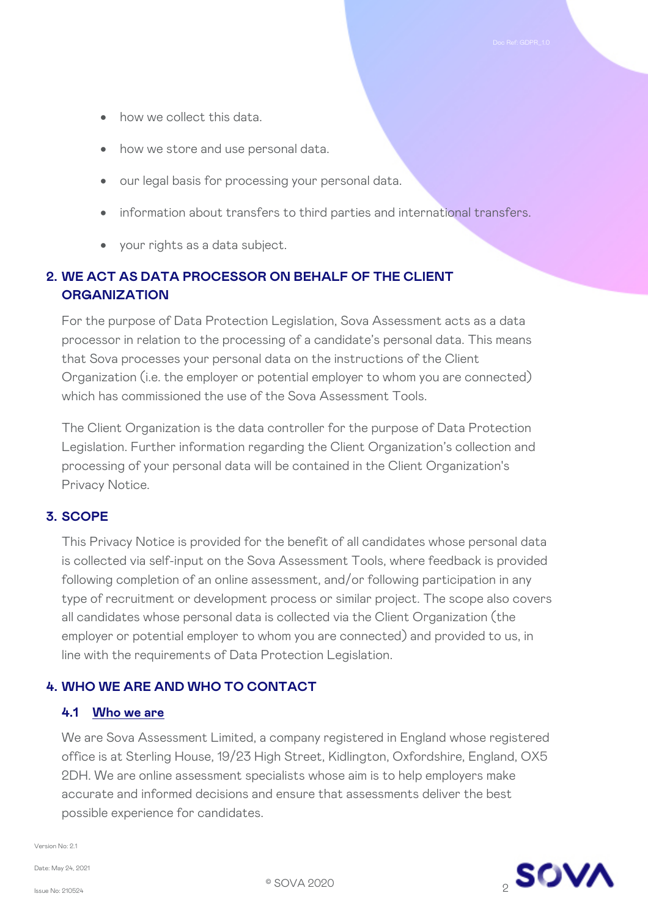- how we collect this data.
- how we store and use personal data.
- our legal basis for processing your personal data.
- information about transfers to third parties and international transfers.
- your rights as a data subject.

## 2. WE ACT AS DATA PROCESSOR ON BEHALF OF THE CLIENT ORGANIZATION

For the purpose of Data Protection Legislation, Sova Assessment acts as a data processor in relation to the processing of a candidate's personal data. This means that Sova processes your personal data on the instructions of the Client Organization (i.e. the employer or potential employer to whom you are connected) which has commissioned the use of the Sova Assessment Tools.

The Client Organization is the data controller for the purpose of Data Protection Legislation. Further information regarding the Client Organization's collection and processing of your personal data will be contained in the Client Organization's Privacy Notice.

## 3. SCOPE

This Privacy Notice is provided for the benefit of all candidates whose personal data is collected via self-input on the Sova Assessment Tools, where feedback is provided following completion of an online assessment, and/or following participation in any type of recruitment or development process or similar project. The scope also covers all candidates whose personal data is collected via the Client Organization (the employer or potential employer to whom you are connected) and provided to us, in line with the requirements of Data Protection Legislation.

## 4. WHO WE ARE AND WHO TO CONTACT

### 4.1 Who we are

We are Sova Assessment Limited, a company registered in England whose registered office is at Sterling House, 19/23 High Street, Kidlington, Oxfordshire, England, OX5 2DH. We are online assessment specialists whose aim is to help employers make accurate and informed decisions and ensure that assessments deliver the best possible experience for candidates.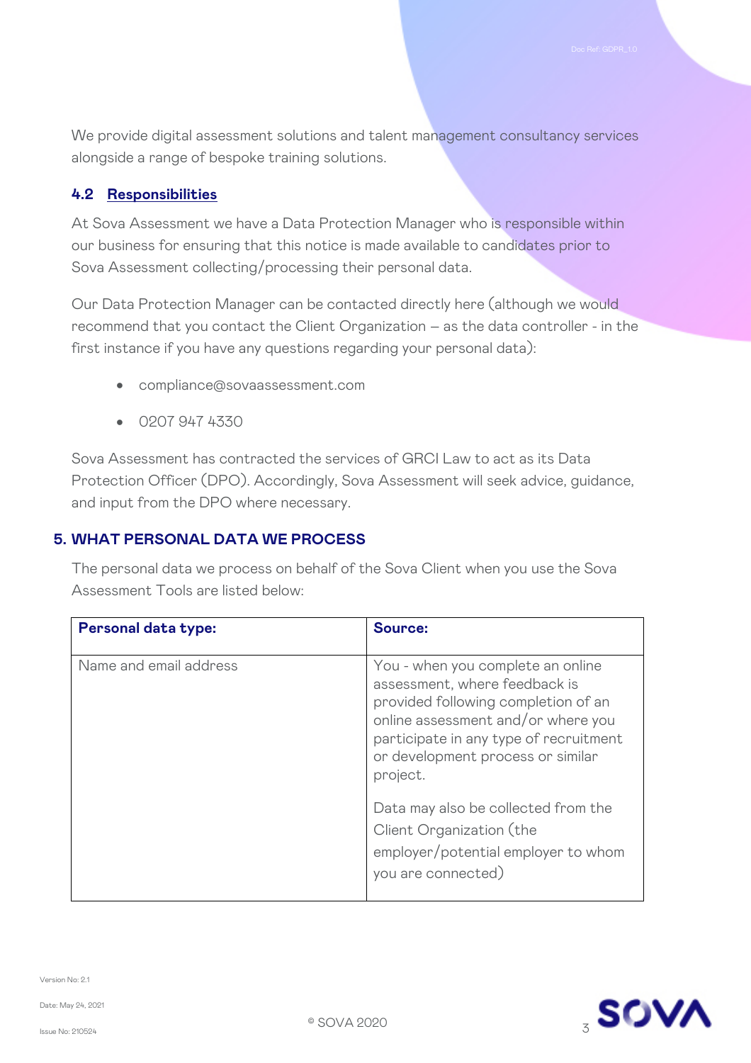We provide digital assessment solutions and talent management consultancy services alongside a range of bespoke training solutions.

### 4.2 Responsibilities

At Sova Assessment we have a Data Protection Manager who is responsible within our business for ensuring that this notice is made available to candidates prior to Sova Assessment collecting/processing their personal data.

Our Data Protection Manager can be contacted directly here (although we would recommend that you contact the Client Organization – as the data controller - in the first instance if you have any questions regarding your personal data):

- compliance@sovaassessment.com
- 0207 947 4330

Sova Assessment has contracted the services of GRCI Law to act as its Data Protection Officer (DPO). Accordingly, Sova Assessment will seek advice, guidance, and input from the DPO where necessary.

## 5. WHAT PERSONAL DATA WE PROCESS

The personal data we process on behalf of the Sova Client when you use the Sova Assessment Tools are listed below:

| **Personal data type:** | **Source:** |
|---|---|
| Name and email address | You - when you complete an online assessment, where feedback is provided following completion of an online assessment and/or where you participate in any type of recruitment or development process or similar project.<br><br>Data may also be collected from the Client Organization (the employer/potential employer to whom you are connected) |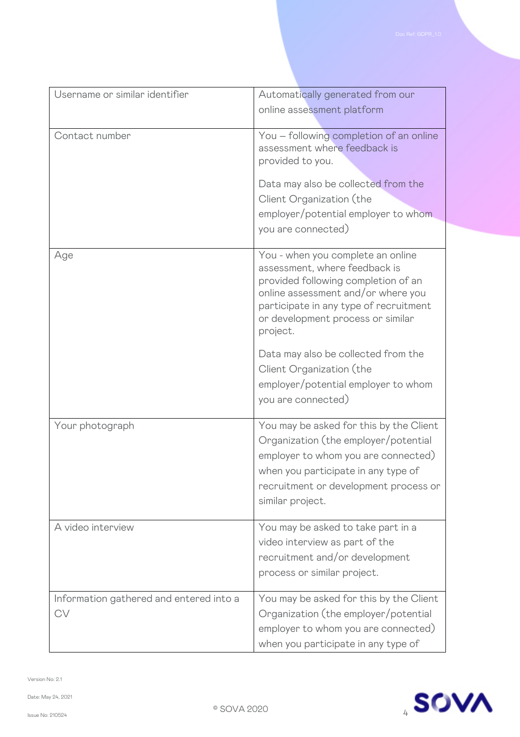| Username or similar identifier | Automatically generated from our online assessment platform |
|---|---|
| Contact number | You – following completion of an online assessment where feedback is provided to you.<br><br>Data may also be collected from the Client Organization (the employer/potential employer to whom you are connected) |
| Age | You - when you complete an online assessment, where feedback is provided following completion of an online assessment and/or where you participate in any type of recruitment or development process or similar project.<br><br>Data may also be collected from the Client Organization (the employer/potential employer to whom you are connected) |
| Your photograph | You may be asked for this by the Client Organization (the employer/potential employer to whom you are connected) when you participate in any type of recruitment or development process or similar project. |
| A video interview | You may be asked to take part in a video interview as part of the recruitment and/or development process or similar project. |
| Information gathered and entered into a CV | You may be asked for this by the Client Organization (the employer/potential employer to whom you are connected) when you participate in any type of |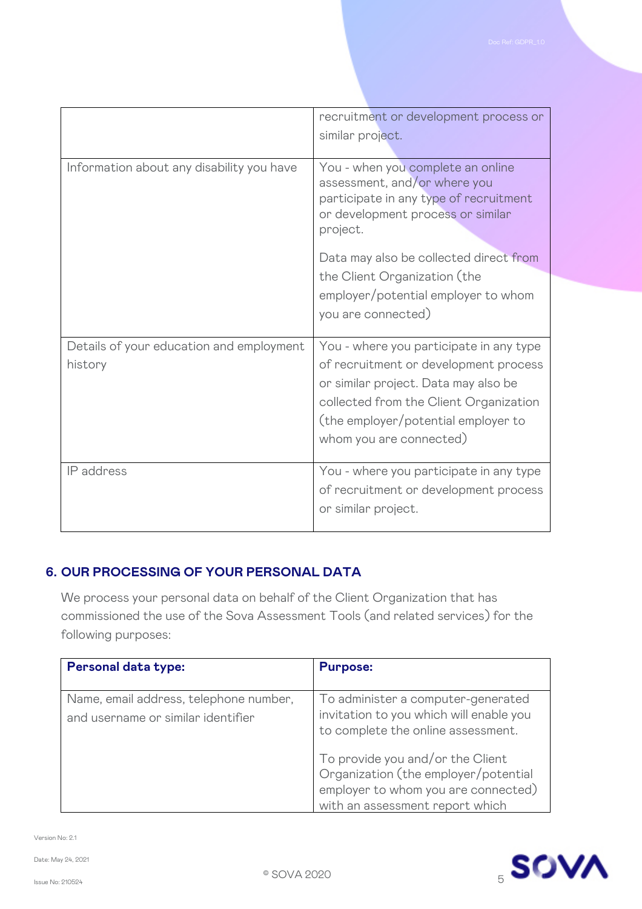| | |
|---|---|
| | recruitment or development process or similar project. |
| Information about any disability you have | You - when you complete an online assessment, and/or where you participate in any type of recruitment or development process or similar project.<br><br>Data may also be collected direct from the Client Organization (the employer/potential employer to whom you are connected) |
| Details of your education and employment history | You - where you participate in any type of recruitment or development process or similar project. Data may also be collected from the Client Organization (the employer/potential employer to whom you are connected) |
| IP address | You - where you participate in any type of recruitment or development process or similar project. |

## 6. OUR PROCESSING OF YOUR PERSONAL DATA

We process your personal data on behalf of the Client Organization that has commissioned the use of the Sova Assessment Tools (and related services) for the following purposes:

| **Personal data type:** | **Purpose:** |
|---|---|
| Name, email address, telephone number, and username or similar identifier | To administer a computer-generated invitation to you which will enable you to complete the online assessment.<br><br>To provide you and/or the Client Organization (the employer/potential employer to whom you are connected) with an assessment report which |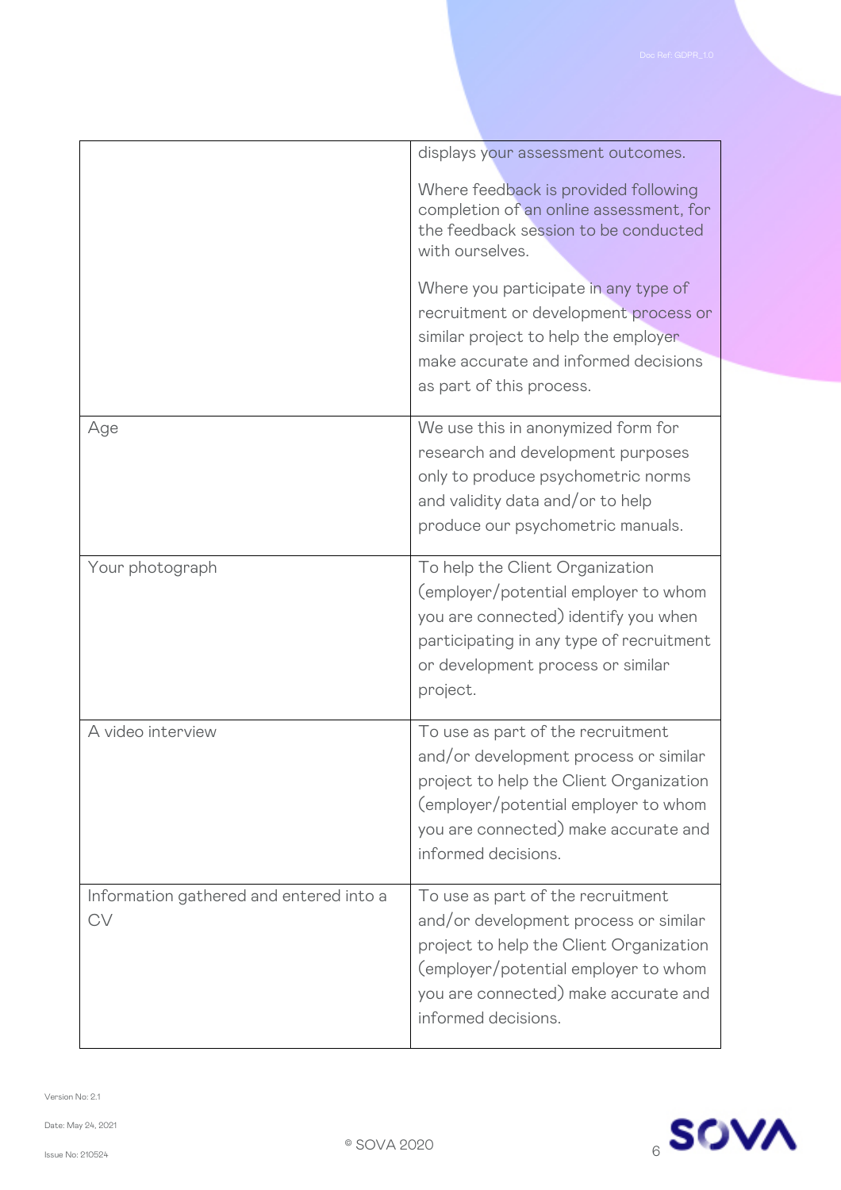| | |
|---|---|
| | displays your assessment outcomes.<br><br>Where feedback is provided following completion of an online assessment, for the feedback session to be conducted with ourselves.<br><br>Where you participate in any type of recruitment or development process or similar project to help the employer make accurate and informed decisions as part of this process. |
| Age | We use this in anonymized form for research and development purposes only to produce psychometric norms and validity data and/or to help produce our psychometric manuals. |
| Your photograph | To help the Client Organization (employer/potential employer to whom you are connected) identify you when participating in any type of recruitment or development process or similar project. |
| A video interview | To use as part of the recruitment and/or development process or similar project to help the Client Organization (employer/potential employer to whom you are connected) make accurate and informed decisions. |
| Information gathered and entered into a CV | To use as part of the recruitment and/or development process or similar project to help the Client Organization (employer/potential employer to whom you are connected) make accurate and informed decisions. |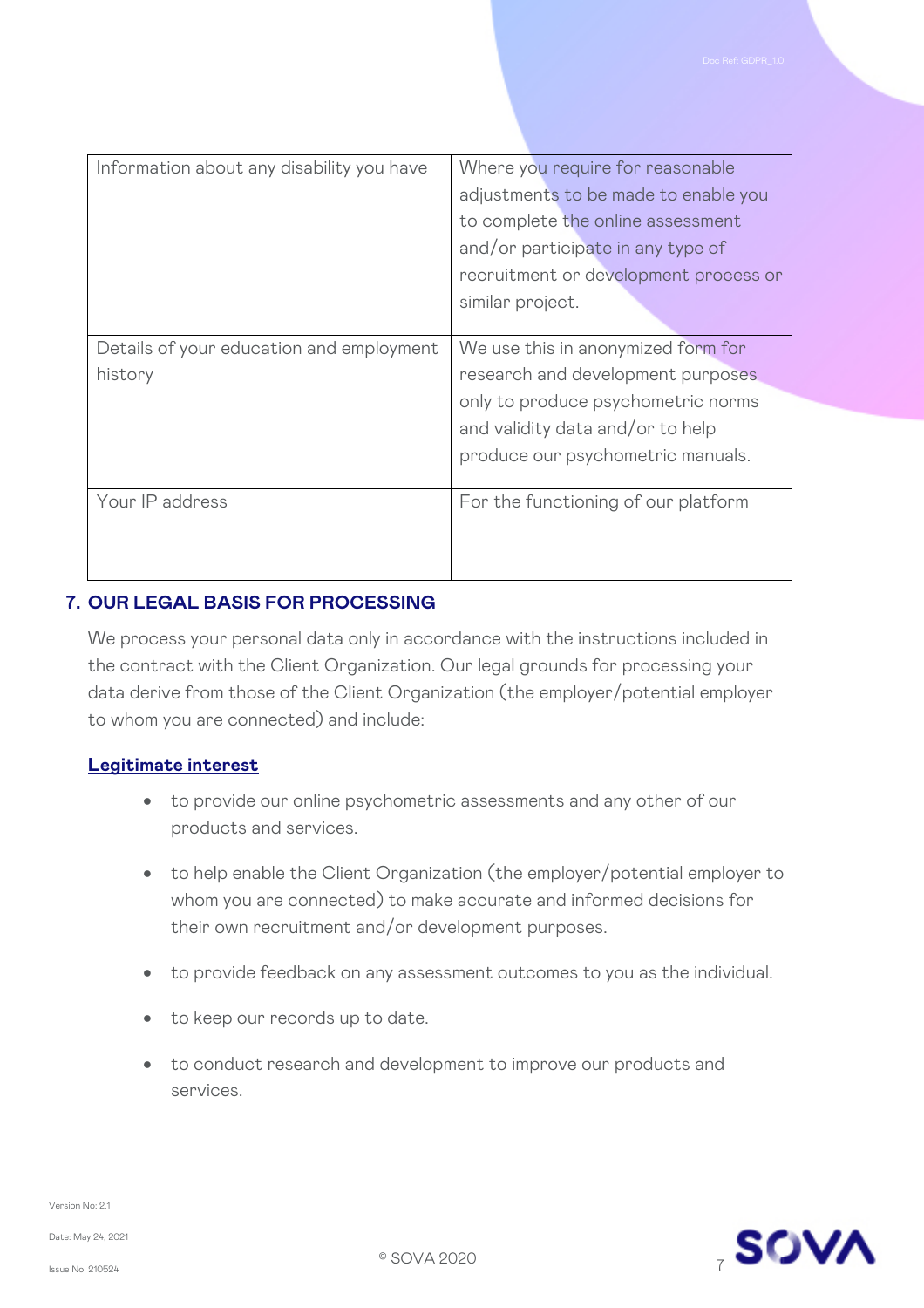| | |
|---|---|
| Information about any disability you have | Where you require for reasonable adjustments to be made to enable you to complete the online assessment and/or participate in any type of recruitment or development process or similar project. |
| Details of your education and employment history | We use this in anonymized form for research and development purposes only to produce psychometric norms and validity data and/or to help produce our psychometric manuals. |
| Your IP address | For the functioning of our platform |

## 7. OUR LEGAL BASIS FOR PROCESSING

We process your personal data only in accordance with the instructions included in the contract with the Client Organization. Our legal grounds for processing your data derive from those of the Client Organization (the employer/potential employer to whom you are connected) and include:

**Legitimate interest**

- to provide our online psychometric assessments and any other of our products and services.
- to help enable the Client Organization (the employer/potential employer to whom you are connected) to make accurate and informed decisions for their own recruitment and/or development purposes.
- to provide feedback on any assessment outcomes to you as the individual.
- to keep our records up to date.
- to conduct research and development to improve our products and services.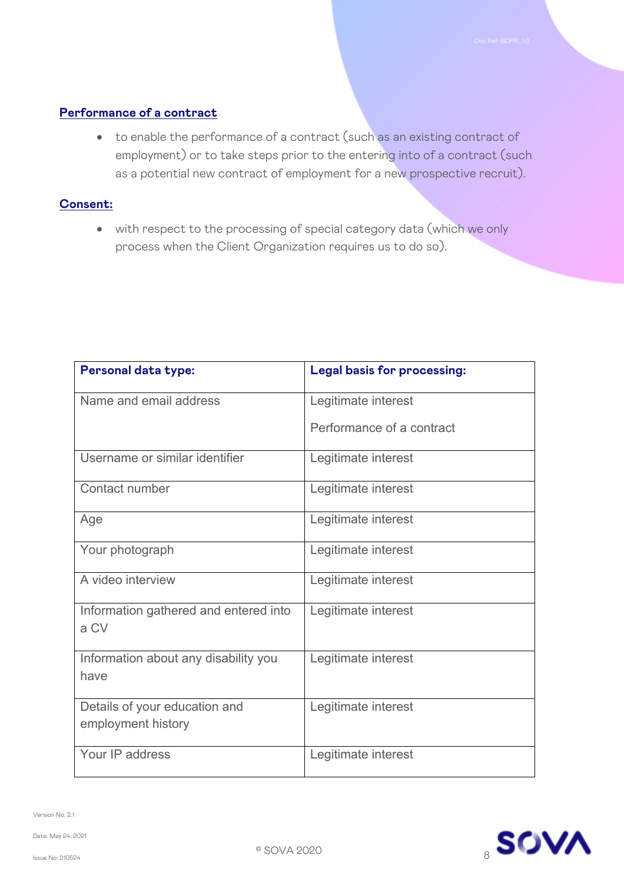**Performance of a contract**

- to enable the performance of a contract (such as an existing contract of employment) or to take steps prior to the entering into of a contract (such as a potential new contract of employment for a new prospective recruit).

**Consent:**

- with respect to the processing of special category data (which we only process when the Client Organization requires us to do so).

| Personal data type: | Legal basis for processing: |
|---|---|
| Name and email address | Legitimate interest<br>Performance of a contract |
| Username or similar identifier | Legitimate interest |
| Contact number | Legitimate interest |
| Age | Legitimate interest |
| Your photograph | Legitimate interest |
| A video interview | Legitimate interest |
| Information gathered and entered into a CV | Legitimate interest |
| Information about any disability you have | Legitimate interest |
| Details of your education and employment history | Legitimate interest |
| Your IP address | Legitimate interest |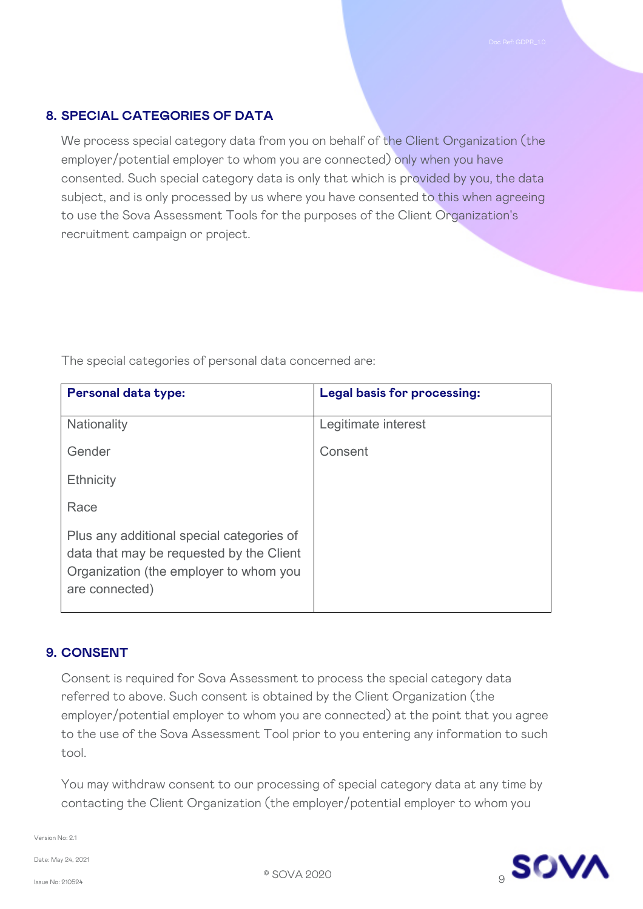## 8. SPECIAL CATEGORIES OF DATA

We process special category data from you on behalf of the Client Organization (the employer/potential employer to whom you are connected) only when you have consented. Such special category data is only that which is provided by you, the data subject, and is only processed by us where you have consented to this when agreeing to use the Sova Assessment Tools for the purposes of the Client Organization's recruitment campaign or project.

The special categories of personal data concerned are:

| **Personal data type:** | **Legal basis for processing:** |
|---|---|
| Nationality<br><br>Gender<br><br>Ethnicity<br><br>Race<br><br>Plus any additional special categories of data that may be requested by the Client Organization (the employer to whom you are connected) | Legitimate interest<br><br>Consent |

## 9. CONSENT

Consent is required for Sova Assessment to process the special category data referred to above. Such consent is obtained by the Client Organization (the employer/potential employer to whom you are connected) at the point that you agree to the use of the Sova Assessment Tool prior to you entering any information to such tool.

You may withdraw consent to our processing of special category data at any time by contacting the Client Organization (the employer/potential employer to whom you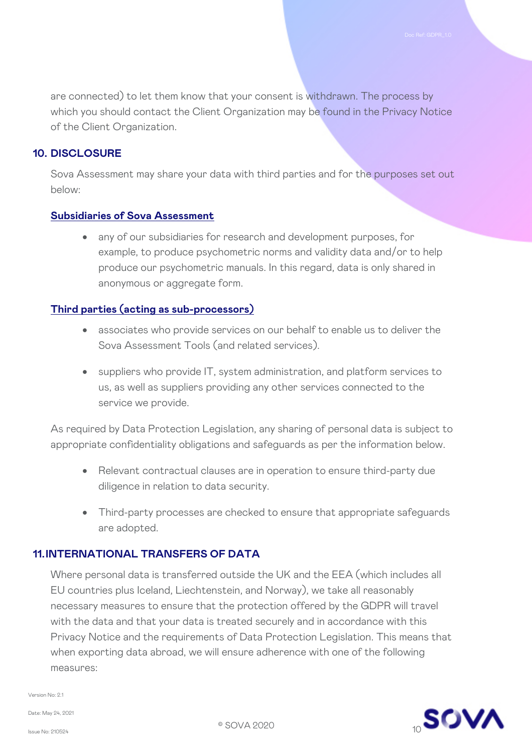are connected) to let them know that your consent is withdrawn. The process by which you should contact the Client Organization may be found in the Privacy Notice of the Client Organization.

## 10. DISCLOSURE

Sova Assessment may share your data with third parties and for the purposes set out below:

### Subsidiaries of Sova Assessment

- any of our subsidiaries for research and development purposes, for example, to produce psychometric norms and validity data and/or to help produce our psychometric manuals. In this regard, data is only shared in anonymous or aggregate form.

### Third parties (acting as sub-processors)

- associates who provide services on our behalf to enable us to deliver the Sova Assessment Tools (and related services).
- suppliers who provide IT, system administration, and platform services to us, as well as suppliers providing any other services connected to the service we provide.

As required by Data Protection Legislation, any sharing of personal data is subject to appropriate confidentiality obligations and safeguards as per the information below.

- Relevant contractual clauses are in operation to ensure third-party due diligence in relation to data security.
- Third-party processes are checked to ensure that appropriate safeguards are adopted.

## 11. INTERNATIONAL TRANSFERS OF DATA

Where personal data is transferred outside the UK and the EEA (which includes all EU countries plus Iceland, Liechtenstein, and Norway), we take all reasonably necessary measures to ensure that the protection offered by the GDPR will travel with the data and that your data is treated securely and in accordance with this Privacy Notice and the requirements of Data Protection Legislation. This means that when exporting data abroad, we will ensure adherence with one of the following measures: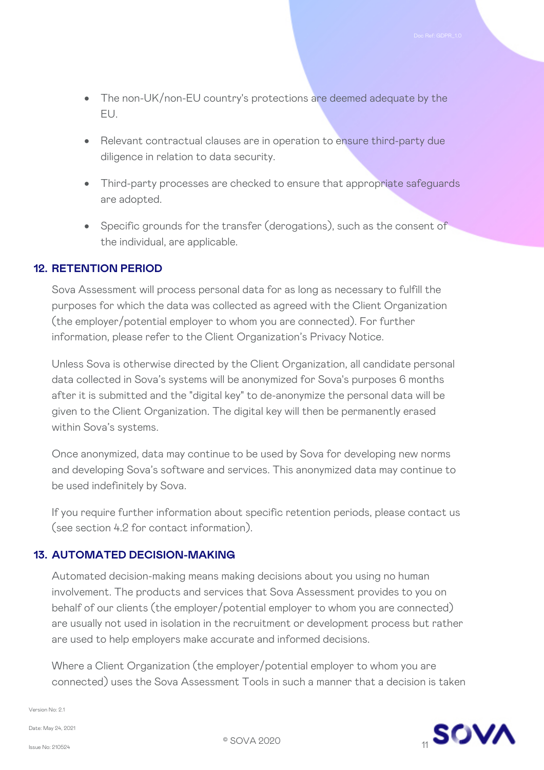- The non-UK/non-EU country's protections are deemed adequate by the EU.
- Relevant contractual clauses are in operation to ensure third-party due diligence in relation to data security.
- Third-party processes are checked to ensure that appropriate safeguards are adopted.
- Specific grounds for the transfer (derogations), such as the consent of the individual, are applicable.

## 12. RETENTION PERIOD

Sova Assessment will process personal data for as long as necessary to fulfill the purposes for which the data was collected as agreed with the Client Organization (the employer/potential employer to whom you are connected). For further information, please refer to the Client Organization's Privacy Notice.

Unless Sova is otherwise directed by the Client Organization, all candidate personal data collected in Sova's systems will be anonymized for Sova's purposes 6 months after it is submitted and the "digital key" to de-anonymize the personal data will be given to the Client Organization. The digital key will then be permanently erased within Sova's systems.

Once anonymized, data may continue to be used by Sova for developing new norms and developing Sova's software and services. This anonymized data may continue to be used indefinitely by Sova.

If you require further information about specific retention periods, please contact us (see section 4.2 for contact information).

## 13. AUTOMATED DECISION-MAKING

Automated decision-making means making decisions about you using no human involvement. The products and services that Sova Assessment provides to you on behalf of our clients (the employer/potential employer to whom you are connected) are usually not used in isolation in the recruitment or development process but rather are used to help employers make accurate and informed decisions.

Where a Client Organization (the employer/potential employer to whom you are connected) uses the Sova Assessment Tools in such a manner that a decision is taken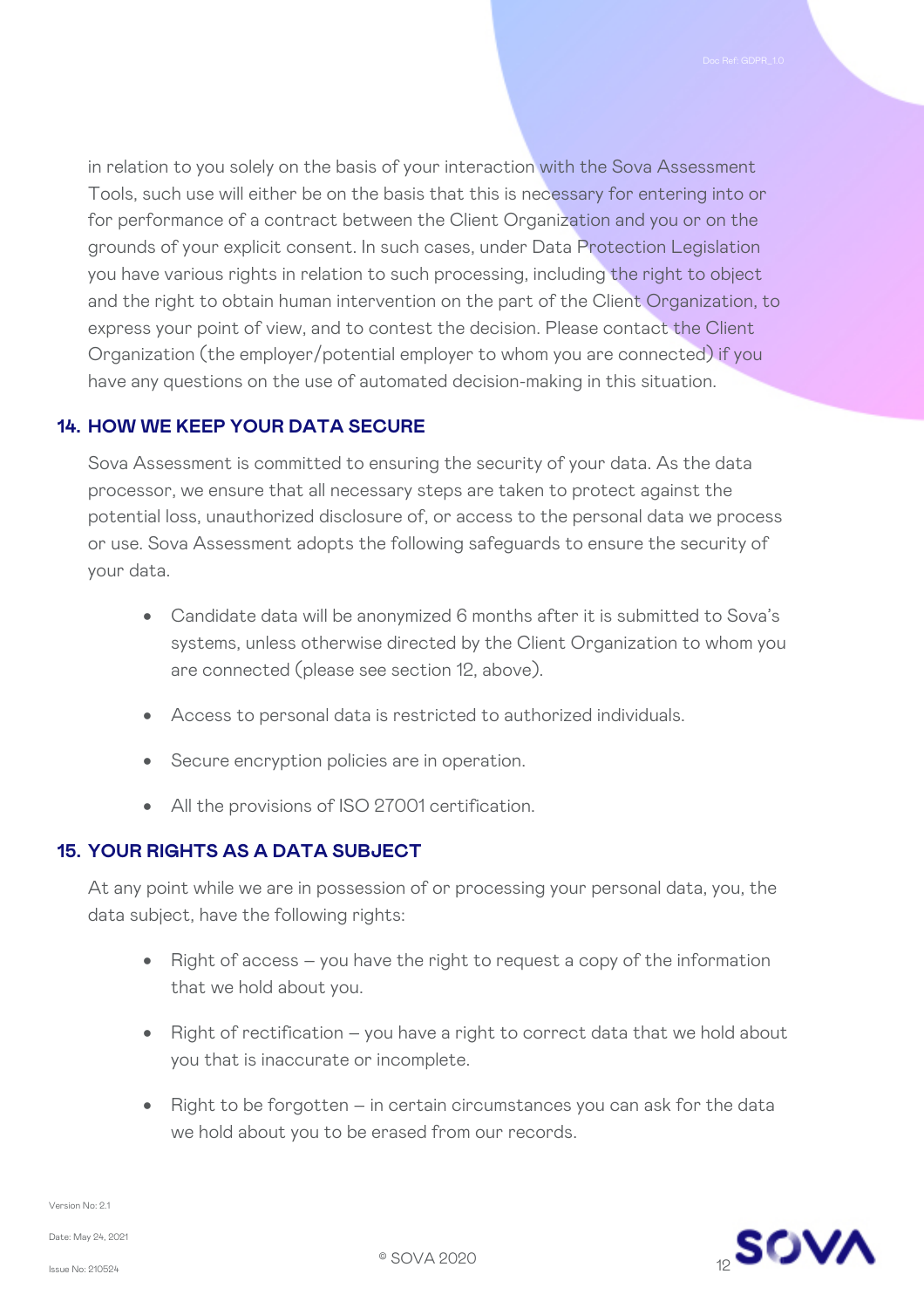in relation to you solely on the basis of your interaction with the Sova Assessment Tools, such use will either be on the basis that this is necessary for entering into or for performance of a contract between the Client Organization and you or on the grounds of your explicit consent. In such cases, under Data Protection Legislation you have various rights in relation to such processing, including the right to object and the right to obtain human intervention on the part of the Client Organization, to express your point of view, and to contest the decision. Please contact the Client Organization (the employer/potential employer to whom you are connected) if you have any questions on the use of automated decision-making in this situation.

## 14. HOW WE KEEP YOUR DATA SECURE

Sova Assessment is committed to ensuring the security of your data. As the data processor, we ensure that all necessary steps are taken to protect against the potential loss, unauthorized disclosure of, or access to the personal data we process or use. Sova Assessment adopts the following safeguards to ensure the security of your data.

- Candidate data will be anonymized 6 months after it is submitted to Sova's systems, unless otherwise directed by the Client Organization to whom you are connected (please see section 12, above).
- Access to personal data is restricted to authorized individuals.
- Secure encryption policies are in operation.
- All the provisions of ISO 27001 certification.

## 15. YOUR RIGHTS AS A DATA SUBJECT

At any point while we are in possession of or processing your personal data, you, the data subject, have the following rights:

- Right of access – you have the right to request a copy of the information that we hold about you.
- Right of rectification – you have a right to correct data that we hold about you that is inaccurate or incomplete.
- Right to be forgotten – in certain circumstances you can ask for the data we hold about you to be erased from our records.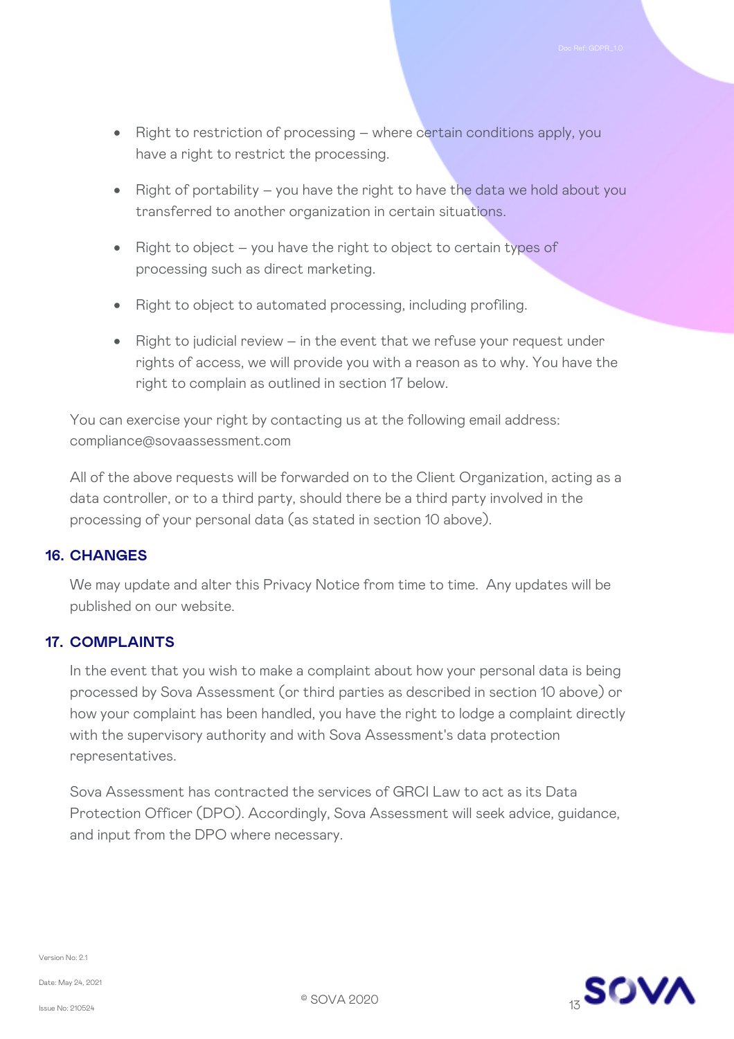- Right to restriction of processing – where certain conditions apply, you have a right to restrict the processing.
- Right of portability – you have the right to have the data we hold about you transferred to another organization in certain situations.
- Right to object – you have the right to object to certain types of processing such as direct marketing.
- Right to object to automated processing, including profiling.
- Right to judicial review – in the event that we refuse your request under rights of access, we will provide you with a reason as to why. You have the right to complain as outlined in section 17 below.

You can exercise your right by contacting us at the following email address: compliance@sovaassessment.com

All of the above requests will be forwarded on to the Client Organization, acting as a data controller, or to a third party, should there be a third party involved in the processing of your personal data (as stated in section 10 above).

## 16. CHANGES

We may update and alter this Privacy Notice from time to time. Any updates will be published on our website.

## 17. COMPLAINTS

In the event that you wish to make a complaint about how your personal data is being processed by Sova Assessment (or third parties as described in section 10 above) or how your complaint has been handled, you have the right to lodge a complaint directly with the supervisory authority and with Sova Assessment's data protection representatives.

Sova Assessment has contracted the services of GRCI Law to act as its Data Protection Officer (DPO). Accordingly, Sova Assessment will seek advice, guidance, and input from the DPO where necessary.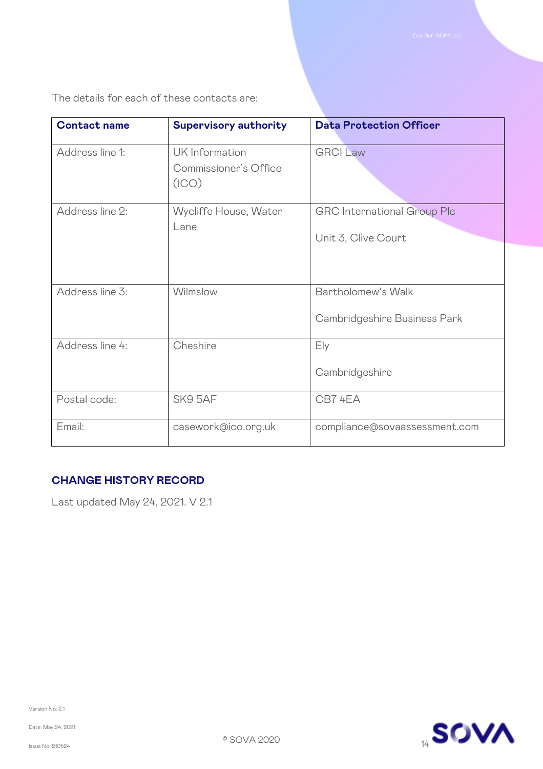The details for each of these contacts are:

| Contact name | Supervisory authority | Data Protection Officer |
|---|---|---|
| Address line 1: | UK Information Commissioner's Office (ICO) | GRCI Law |
| Address line 2: | Wycliffe House, Water Lane | GRC International Group Plc<br><br>Unit 3, Clive Court |
| Address line 3: | Wilmslow | Bartholomew's Walk<br><br>Cambridgeshire Business Park |
| Address line 4: | Cheshire | Ely<br><br>Cambridgeshire |
| Postal code: | SK9 5AF | CB7 4EA |
| Email: | casework@ico.org.uk | compliance@sovaassessment.com |

## CHANGE HISTORY RECORD

Last updated May 24, 2021. V 2.1